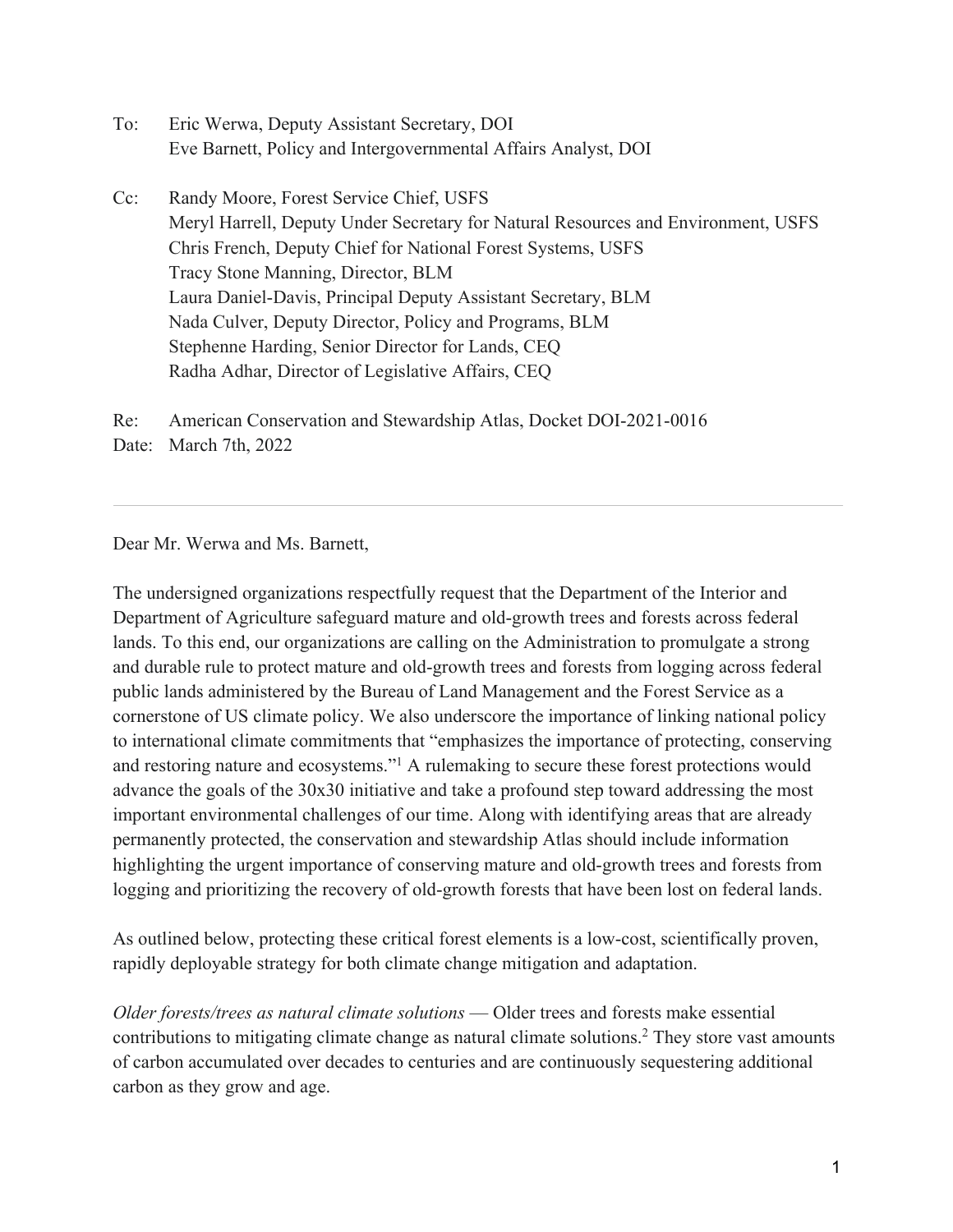To: Eric Werwa, Deputy Assistant Secretary, DOI
Eve Barnett, Policy and Intergovernmental Affairs Analyst, DOI

Cc: Randy Moore, Forest Service Chief, USFS
Meryl Harrell, Deputy Under Secretary for Natural Resources and Environment, USFS
Chris French, Deputy Chief for National Forest Systems, USFS
Tracy Stone Manning, Director, BLM
Laura Daniel-Davis, Principal Deputy Assistant Secretary, BLM
Nada Culver, Deputy Director, Policy and Programs, BLM
Stephenne Harding, Senior Director for Lands, CEQ
Radha Adhar, Director of Legislative Affairs, CEQ

Re: American Conservation and Stewardship Atlas, Docket DOI-2021-0016
Date: March 7th, 2022

---

Dear Mr. Werwa and Ms. Barnett,

The undersigned organizations respectfully request that the Department of the Interior and Department of Agriculture safeguard mature and old-growth trees and forests across federal lands. To this end, our organizations are calling on the Administration to promulgate a strong and durable rule to protect mature and old-growth trees and forests from logging across federal public lands administered by the Bureau of Land Management and the Forest Service as a cornerstone of US climate policy. We also underscore the importance of linking national policy to international climate commitments that "emphasizes the importance of protecting, conserving and restoring nature and ecosystems."[1] A rulemaking to secure these forest protections would advance the goals of the 30x30 initiative and take a profound step toward addressing the most important environmental challenges of our time. Along with identifying areas that are already permanently protected, the conservation and stewardship Atlas should include information highlighting the urgent importance of conserving mature and old-growth trees and forests from logging and prioritizing the recovery of old-growth forests that have been lost on federal lands.

As outlined below, protecting these critical forest elements is a low-cost, scientifically proven, rapidly deployable strategy for both climate change mitigation and adaptation.

*Older forests/trees as natural climate solutions* — Older trees and forests make essential contributions to mitigating climate change as natural climate solutions.[2] They store vast amounts of carbon accumulated over decades to centuries and are continuously sequestering additional carbon as they grow and age.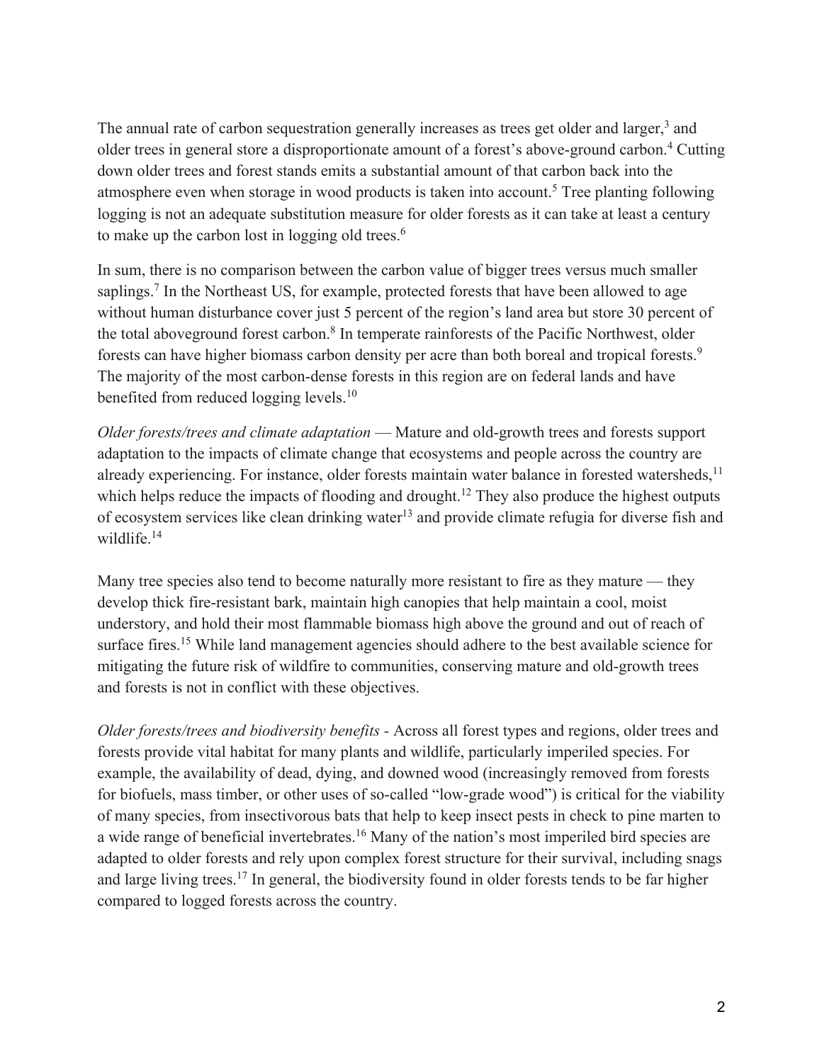The annual rate of carbon sequestration generally increases as trees get older and larger,[3] and older trees in general store a disproportionate amount of a forest's above-ground carbon.[4] Cutting down older trees and forest stands emits a substantial amount of that carbon back into the atmosphere even when storage in wood products is taken into account.[5] Tree planting following logging is not an adequate substitution measure for older forests as it can take at least a century to make up the carbon lost in logging old trees.[6]

In sum, there is no comparison between the carbon value of bigger trees versus much smaller saplings.[7] In the Northeast US, for example, protected forests that have been allowed to age without human disturbance cover just 5 percent of the region's land area but store 30 percent of the total aboveground forest carbon.[8] In temperate rainforests of the Pacific Northwest, older forests can have higher biomass carbon density per acre than both boreal and tropical forests.[9] The majority of the most carbon-dense forests in this region are on federal lands and have benefited from reduced logging levels.[10]

*Older forests/trees and climate adaptation* — Mature and old-growth trees and forests support adaptation to the impacts of climate change that ecosystems and people across the country are already experiencing. For instance, older forests maintain water balance in forested watersheds,[11] which helps reduce the impacts of flooding and drought.[12] They also produce the highest outputs of ecosystem services like clean drinking water[13] and provide climate refugia for diverse fish and wildlife.[14]

Many tree species also tend to become naturally more resistant to fire as they mature — they develop thick fire-resistant bark, maintain high canopies that help maintain a cool, moist understory, and hold their most flammable biomass high above the ground and out of reach of surface fires.[15] While land management agencies should adhere to the best available science for mitigating the future risk of wildfire to communities, conserving mature and old-growth trees and forests is not in conflict with these objectives.

*Older forests/trees and biodiversity benefits* - Across all forest types and regions, older trees and forests provide vital habitat for many plants and wildlife, particularly imperiled species. For example, the availability of dead, dying, and downed wood (increasingly removed from forests for biofuels, mass timber, or other uses of so-called "low-grade wood") is critical for the viability of many species, from insectivorous bats that help to keep insect pests in check to pine marten to a wide range of beneficial invertebrates.[16] Many of the nation's most imperiled bird species are adapted to older forests and rely upon complex forest structure for their survival, including snags and large living trees.[17] In general, the biodiversity found in older forests tends to be far higher compared to logged forests across the country.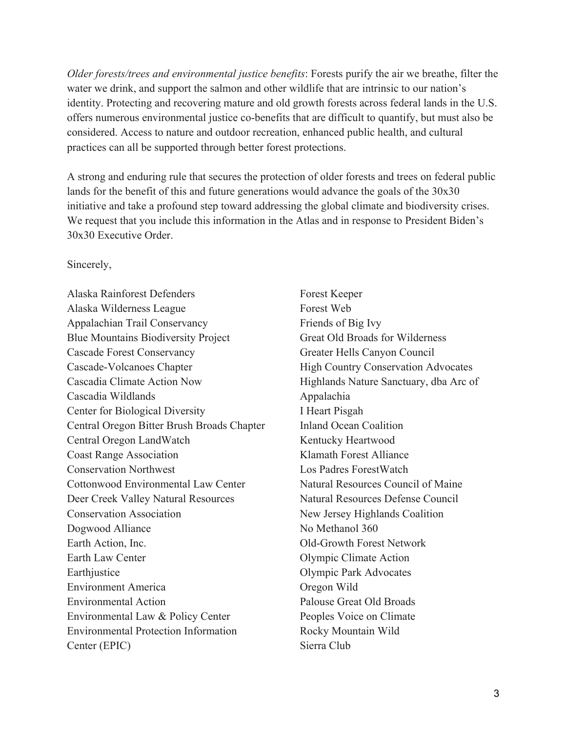*Older forests/trees and environmental justice benefits*: Forests purify the air we breathe, filter the water we drink, and support the salmon and other wildlife that are intrinsic to our nation's identity. Protecting and recovering mature and old growth forests across federal lands in the U.S. offers numerous environmental justice co-benefits that are difficult to quantify, but must also be considered. Access to nature and outdoor recreation, enhanced public health, and cultural practices can all be supported through better forest protections.

A strong and enduring rule that secures the protection of older forests and trees on federal public lands for the benefit of this and future generations would advance the goals of the 30x30 initiative and take a profound step toward addressing the global climate and biodiversity crises. We request that you include this information in the Atlas and in response to President Biden's 30x30 Executive Order.

Sincerely,

Alaska Rainforest Defenders
Alaska Wilderness League
Appalachian Trail Conservancy
Blue Mountains Biodiversity Project
Cascade Forest Conservancy
Cascade-Volcanoes Chapter
Cascadia Climate Action Now
Cascadia Wildlands
Center for Biological Diversity
Central Oregon Bitter Brush Broads Chapter
Central Oregon LandWatch
Coast Range Association
Conservation Northwest
Cottonwood Environmental Law Center
Deer Creek Valley Natural Resources Conservation Association
Dogwood Alliance
Earth Action, Inc.
Earth Law Center
Earthjustice
Environment America
Environmental Action
Environmental Law & Policy Center
Environmental Protection Information Center (EPIC)
Forest Keeper
Forest Web
Friends of Big Ivy
Great Old Broads for Wilderness
Greater Hells Canyon Council
High Country Conservation Advocates
Highlands Nature Sanctuary, dba Arc of Appalachia
I Heart Pisgah
Inland Ocean Coalition
Kentucky Heartwood
Klamath Forest Alliance
Los Padres ForestWatch
Natural Resources Council of Maine
Natural Resources Defense Council
New Jersey Highlands Coalition
No Methanol 360
Old-Growth Forest Network
Olympic Climate Action
Olympic Park Advocates
Oregon Wild
Palouse Great Old Broads
Peoples Voice on Climate
Rocky Mountain Wild
Sierra Club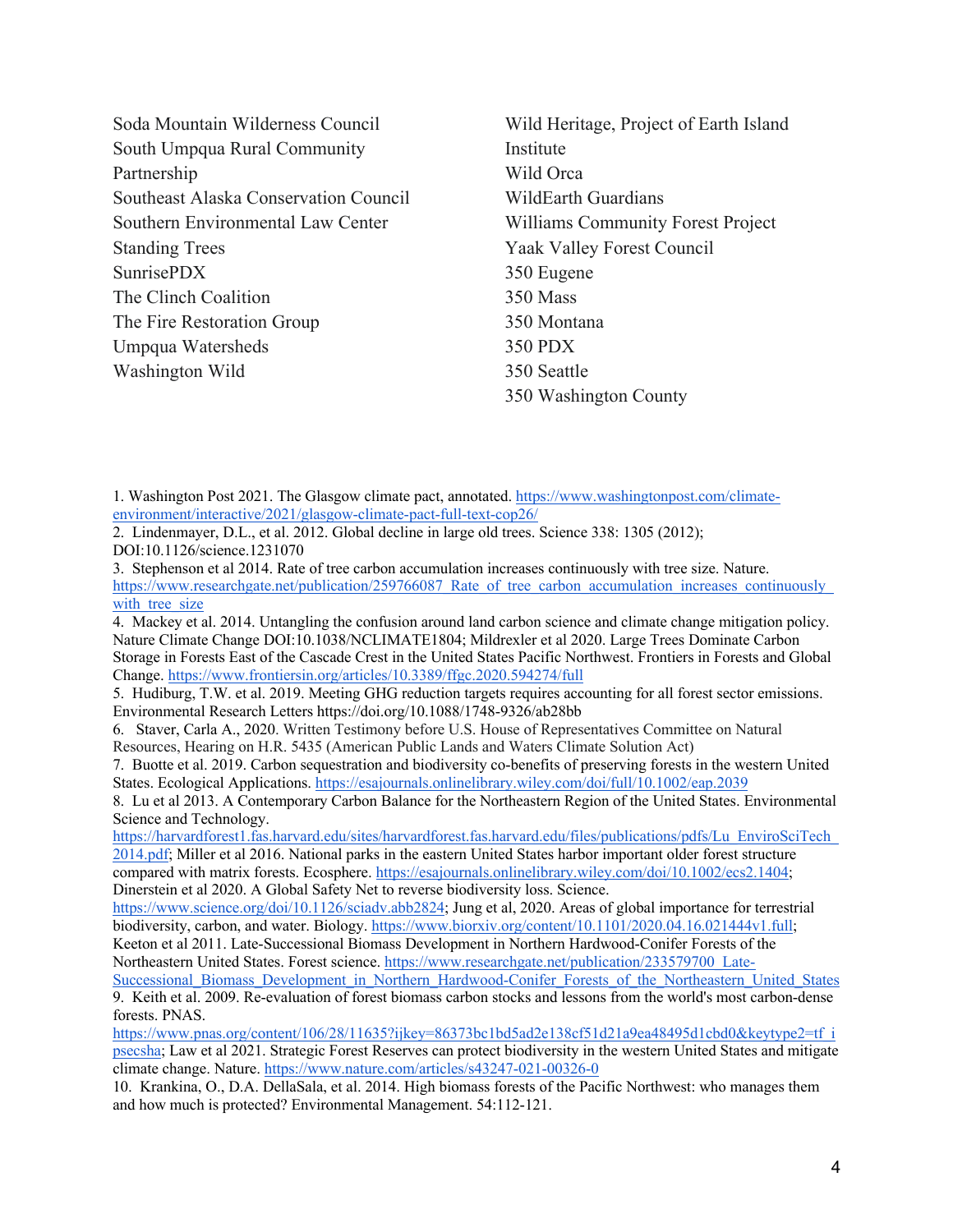Soda Mountain Wilderness Council
South Umpqua Rural Community Partnership
Southeast Alaska Conservation Council
Southern Environmental Law Center
Standing Trees
SunrisePDX
The Clinch Coalition
The Fire Restoration Group
Umpqua Watersheds
Washington Wild
Wild Heritage, Project of Earth Island Institute
Wild Orca
WildEarth Guardians
Williams Community Forest Project
Yaak Valley Forest Council
350 Eugene
350 Mass
350 Montana
350 PDX
350 Seattle
350 Washington County

1. Washington Post 2021. The Glasgow climate pact, annotated. https://www.washingtonpost.com/climate-environment/interactive/2021/glasgow-climate-pact-full-text-cop26/
2. Lindenmayer, D.L., et al. 2012. Global decline in large old trees. Science 338: 1305 (2012); DOI:10.1126/science.1231070
3. Stephenson et al 2014. Rate of tree carbon accumulation increases continuously with tree size. Nature. https://www.researchgate.net/publication/259766087_Rate_of_tree_carbon_accumulation_increases_continuously_with_tree_size
4. Mackey et al. 2014. Untangling the confusion around land carbon science and climate change mitigation policy. Nature Climate Change DOI:10.1038/NCLIMATE1804; Mildrexler et al 2020. Large Trees Dominate Carbon Storage in Forests East of the Cascade Crest in the United States Pacific Northwest. Frontiers in Forests and Global Change. https://www.frontiersin.org/articles/10.3389/ffgc.2020.594274/full
5. Hudiburg, T.W. et al. 2019. Meeting GHG reduction targets requires accounting for all forest sector emissions. Environmental Research Letters https://doi.org/10.1088/1748-9326/ab28bb
6. Staver, Carla A., 2020. Written Testimony before U.S. House of Representatives Committee on Natural Resources, Hearing on H.R. 5435 (American Public Lands and Waters Climate Solution Act)
7. Buotte et al. 2019. Carbon sequestration and biodiversity co-benefits of preserving forests in the western United States. Ecological Applications. https://esajournals.onlinelibrary.wiley.com/doi/full/10.1002/eap.2039
8. Lu et al 2013. A Contemporary Carbon Balance for the Northeastern Region of the United States. Environmental Science and Technology. https://harvardforest1.fas.harvard.edu/sites/harvardforest.fas.harvard.edu/files/publications/pdfs/Lu_EnviroSciTech_2014.pdf; Miller et al 2016. National parks in the eastern United States harbor important older forest structure compared with matrix forests. Ecosphere. https://esajournals.onlinelibrary.wiley.com/doi/10.1002/ecs2.1404; Dinerstein et al 2020. A Global Safety Net to reverse biodiversity loss. Science. https://www.science.org/doi/10.1126/sciadv.abb2824; Jung et al, 2020. Areas of global importance for terrestrial biodiversity, carbon, and water. Biology. https://www.biorxiv.org/content/10.1101/2020.04.16.021444v1.full; Keeton et al 2011. Late-Successional Biomass Development in Northern Hardwood-Conifer Forests of the Northeastern United States. Forest science. https://www.researchgate.net/publication/233579700_Late-Successional_Biomass_Development_in_Northern_Hardwood-Conifer_Forests_of_the_Northeastern_United_States
9. Keith et al. 2009. Re-evaluation of forest biomass carbon stocks and lessons from the world's most carbon-dense forests. PNAS. https://www.pnas.org/content/106/28/11635?ijkey=86373bc1bd5ad2e138cf51d21a9ea48495d1cbd0&keytype2=tf_ipsecsha; Law et al 2021. Strategic Forest Reserves can protect biodiversity in the western United States and mitigate climate change. Nature. https://www.nature.com/articles/s43247-021-00326-0
10. Krankina, O., D.A. DellaSala, et al. 2014. High biomass forests of the Pacific Northwest: who manages them and how much is protected? Environmental Management. 54:112-121.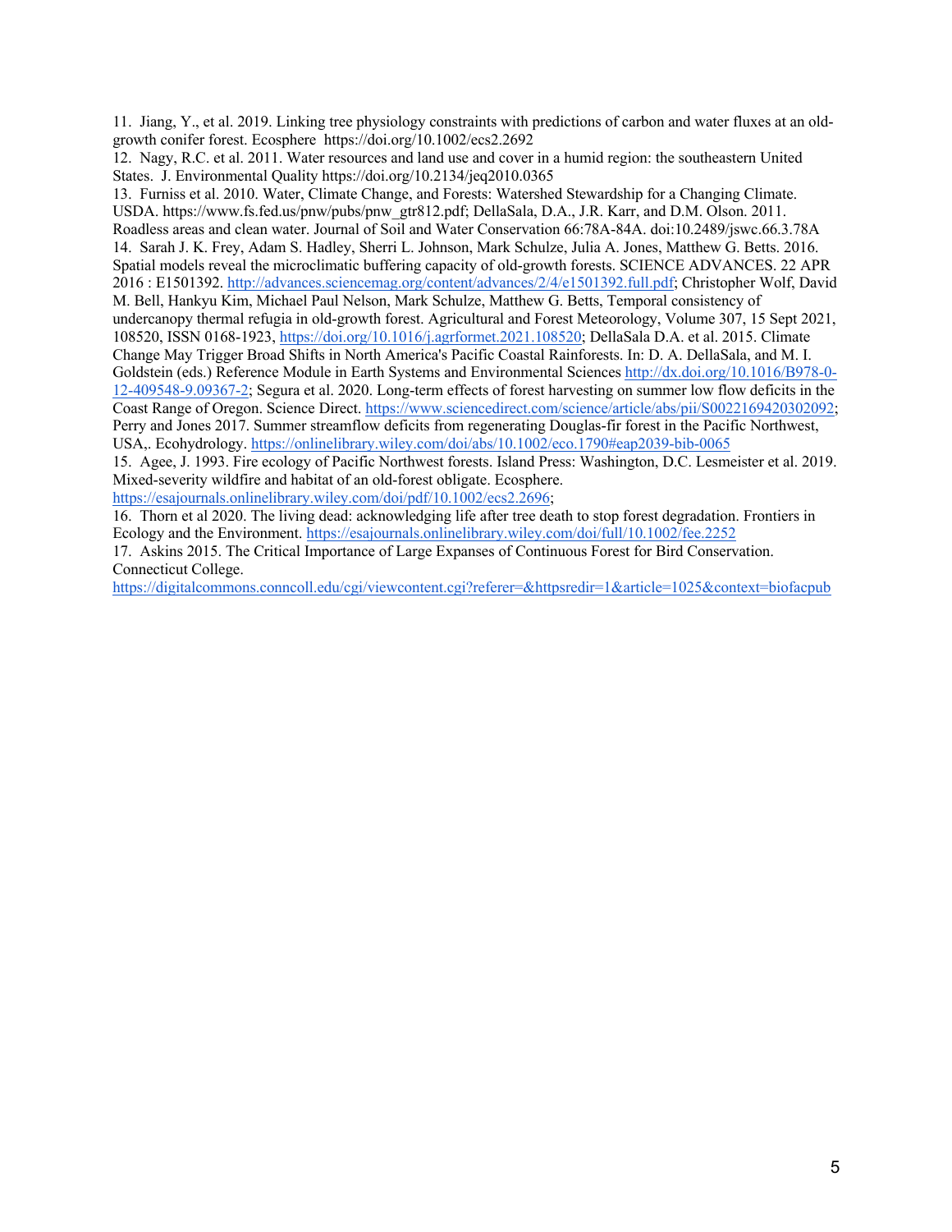11. Jiang, Y., et al. 2019. Linking tree physiology constraints with predictions of carbon and water fluxes at an old-growth conifer forest. Ecosphere https://doi.org/10.1002/ecs2.2692
12. Nagy, R.C. et al. 2011. Water resources and land use and cover in a humid region: the southeastern United States. J. Environmental Quality https://doi.org/10.2134/jeq2010.0365
13. Furniss et al. 2010. Water, Climate Change, and Forests: Watershed Stewardship for a Changing Climate. USDA. https://www.fs.fed.us/pnw/pubs/pnw_gtr812.pdf; DellaSala, D.A., J.R. Karr, and D.M. Olson. 2011. Roadless areas and clean water. Journal of Soil and Water Conservation 66:78A-84A. doi:10.2489/jswc.66.3.78A
14. Sarah J. K. Frey, Adam S. Hadley, Sherri L. Johnson, Mark Schulze, Julia A. Jones, Matthew G. Betts. 2016. Spatial models reveal the microclimatic buffering capacity of old-growth forests. SCIENCE ADVANCES. 22 APR 2016 : E1501392. http://advances.sciencemag.org/content/advances/2/4/e1501392.full.pdf; Christopher Wolf, David M. Bell, Hankyu Kim, Michael Paul Nelson, Mark Schulze, Matthew G. Betts, Temporal consistency of undercanopy thermal refugia in old-growth forest. Agricultural and Forest Meteorology, Volume 307, 15 Sept 2021, 108520, ISSN 0168-1923, https://doi.org/10.1016/j.agrformet.2021.108520; DellaSala D.A. et al. 2015. Climate Change May Trigger Broad Shifts in North America's Pacific Coastal Rainforests. In: D. A. DellaSala, and M. I. Goldstein (eds.) Reference Module in Earth Systems and Environmental Sciences http://dx.doi.org/10.1016/B978-0-12-409548-9.09367-2; Segura et al. 2020. Long-term effects of forest harvesting on summer low flow deficits in the Coast Range of Oregon. Science Direct. https://www.sciencedirect.com/science/article/abs/pii/S0022169420302092; Perry and Jones 2017. Summer streamflow deficits from regenerating Douglas-fir forest in the Pacific Northwest, USA,. Ecohydrology. https://onlinelibrary.wiley.com/doi/abs/10.1002/eco.1790#eap2039-bib-0065
15. Agee, J. 1993. Fire ecology of Pacific Northwest forests. Island Press: Washington, D.C. Lesmeister et al. 2019. Mixed-severity wildfire and habitat of an old-forest obligate. Ecosphere. https://esajournals.onlinelibrary.wiley.com/doi/pdf/10.1002/ecs2.2696;
16. Thorn et al 2020. The living dead: acknowledging life after tree death to stop forest degradation. Frontiers in Ecology and the Environment. https://esajournals.onlinelibrary.wiley.com/doi/full/10.1002/fee.2252
17. Askins 2015. The Critical Importance of Large Expanses of Continuous Forest for Bird Conservation. Connecticut College. https://digitalcommons.conncoll.edu/cgi/viewcontent.cgi?referer=&httpsredir=1&article=1025&context=biofacpub